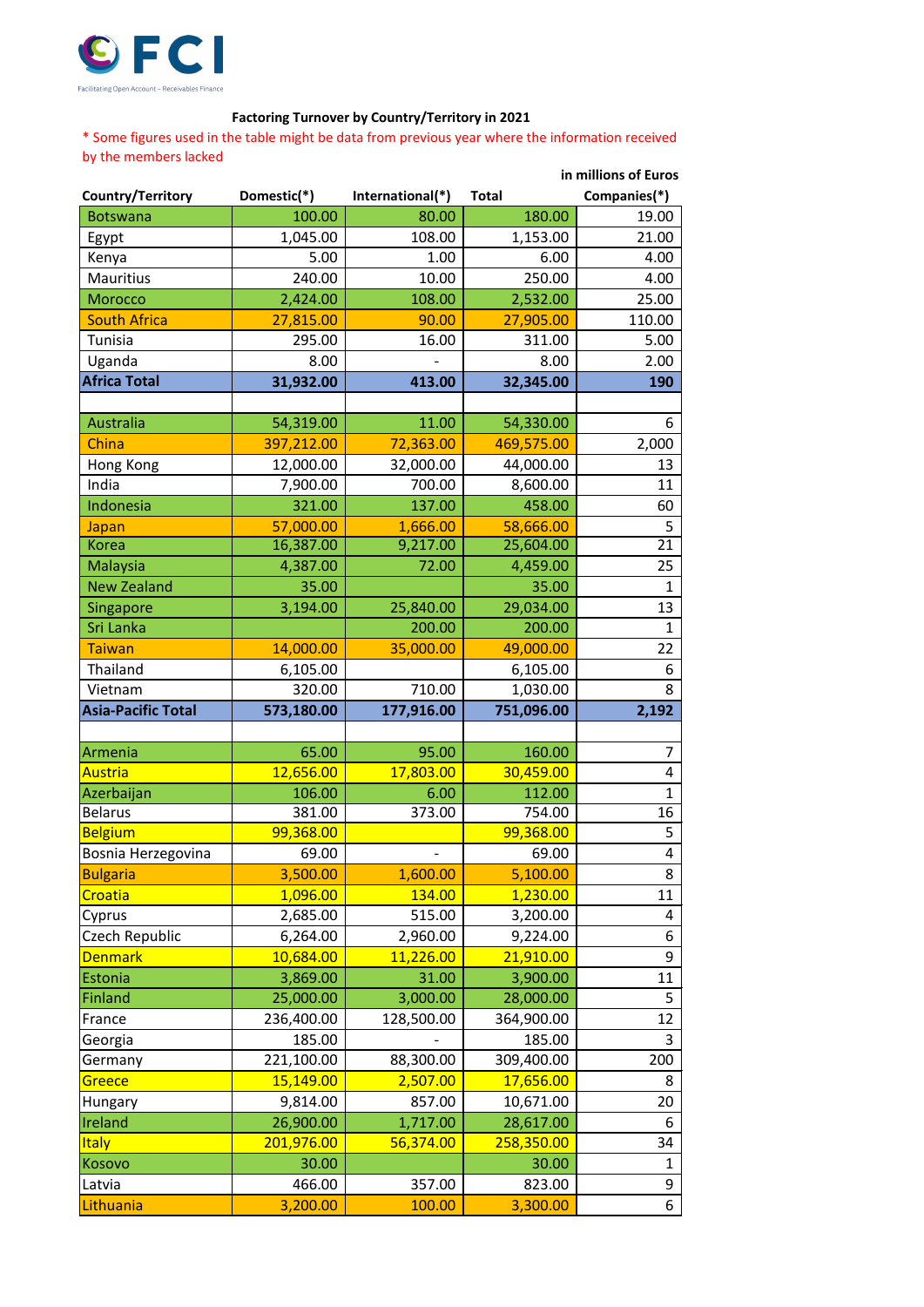FCI

Facilitating Open Account – Receivables Finance

**Factoring Turnover by Country/Territory in 2021**

* Some figures used in the table might be data from previous year where the information received by the members lacked

in millions of Euros

| Country/Territory | Domestic(*) | International(*) | Total | Companies(*) |
|---|---|---|---|---|
| Botswana | 100.00 | 80.00 | 180.00 | 19.00 |
| Egypt | 1,045.00 | 108.00 | 1,153.00 | 21.00 |
| Kenya | 5.00 | 1.00 | 6.00 | 4.00 |
| Mauritius | 240.00 | 10.00 | 250.00 | 4.00 |
| Morocco | 2,424.00 | 108.00 | 2,532.00 | 25.00 |
| South Africa | 27,815.00 | 90.00 | 27,905.00 | 110.00 |
| Tunisia | 295.00 | 16.00 | 311.00 | 5.00 |
| Uganda | 8.00 | - | 8.00 | 2.00 |
| **Africa Total** | **31,932.00** | **413.00** | **32,345.00** | **190** |
| | | | | |
| Australia | 54,319.00 | 11.00 | 54,330.00 | 6 |
| China | 397,212.00 | 72,363.00 | 469,575.00 | 2,000 |
| Hong Kong | 12,000.00 | 32,000.00 | 44,000.00 | 13 |
| India | 7,900.00 | 700.00 | 8,600.00 | 11 |
| Indonesia | 321.00 | 137.00 | 458.00 | 60 |
| Japan | 57,000.00 | 1,666.00 | 58,666.00 | 5 |
| Korea | 16,387.00 | 9,217.00 | 25,604.00 | 21 |
| Malaysia | 4,387.00 | 72.00 | 4,459.00 | 25 |
| New Zealand | 35.00 | | 35.00 | 1 |
| Singapore | 3,194.00 | 25,840.00 | 29,034.00 | 13 |
| Sri Lanka | | 200.00 | 200.00 | 1 |
| Taiwan | 14,000.00 | 35,000.00 | 49,000.00 | 22 |
| Thailand | 6,105.00 | | 6,105.00 | 6 |
| Vietnam | 320.00 | 710.00 | 1,030.00 | 8 |
| **Asia-Pacific Total** | **573,180.00** | **177,916.00** | **751,096.00** | **2,192** |
| | | | | |
| Armenia | 65.00 | 95.00 | 160.00 | 7 |
| Austria | 12,656.00 | 17,803.00 | 30,459.00 | 4 |
| Azerbaijan | 106.00 | 6.00 | 112.00 | 1 |
| Belarus | 381.00 | 373.00 | 754.00 | 16 |
| Belgium | 99,368.00 | | 99,368.00 | 5 |
| Bosnia Herzegovina | 69.00 | - | 69.00 | 4 |
| Bulgaria | 3,500.00 | 1,600.00 | 5,100.00 | 8 |
| Croatia | 1,096.00 | 134.00 | 1,230.00 | 11 |
| Cyprus | 2,685.00 | 515.00 | 3,200.00 | 4 |
| Czech Republic | 6,264.00 | 2,960.00 | 9,224.00 | 6 |
| Denmark | 10,684.00 | 11,226.00 | 21,910.00 | 9 |
| Estonia | 3,869.00 | 31.00 | 3,900.00 | 11 |
| Finland | 25,000.00 | 3,000.00 | 28,000.00 | 5 |
| France | 236,400.00 | 128,500.00 | 364,900.00 | 12 |
| Georgia | 185.00 | - | 185.00 | 3 |
| Germany | 221,100.00 | 88,300.00 | 309,400.00 | 200 |
| Greece | 15,149.00 | 2,507.00 | 17,656.00 | 8 |
| Hungary | 9,814.00 | 857.00 | 10,671.00 | 20 |
| Ireland | 26,900.00 | 1,717.00 | 28,617.00 | 6 |
| Italy | 201,976.00 | 56,374.00 | 258,350.00 | 34 |
| Kosovo | 30.00 | | 30.00 | 1 |
| Latvia | 466.00 | 357.00 | 823.00 | 9 |
| Lithuania | 3,200.00 | 100.00 | 3,300.00 | 6 |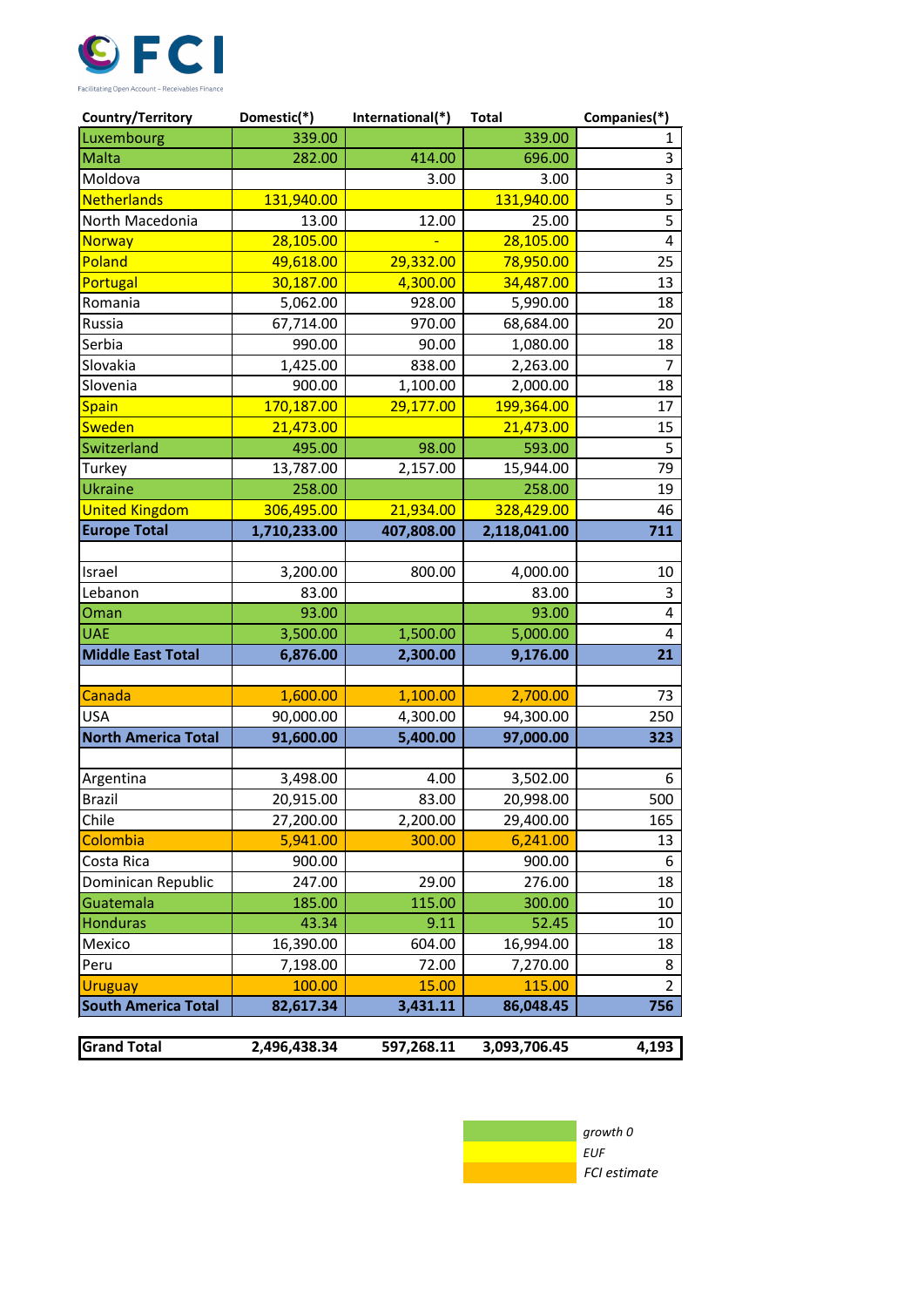FCI

Facilitating Open Account – Receivables Finance

| Country/Territory | Domestic(*) | International(*) | Total | Companies(*) |
|---|---|---|---|---|
| Luxembourg | 339.00 | | 339.00 | 1 |
| Malta | 282.00 | 414.00 | 696.00 | 3 |
| Moldova | | 3.00 | 3.00 | 3 |
| Netherlands | 131,940.00 | | 131,940.00 | 5 |
| North Macedonia | 13.00 | 12.00 | 25.00 | 5 |
| Norway | 28,105.00 | - | 28,105.00 | 4 |
| Poland | 49,618.00 | 29,332.00 | 78,950.00 | 25 |
| Portugal | 30,187.00 | 4,300.00 | 34,487.00 | 13 |
| Romania | 5,062.00 | 928.00 | 5,990.00 | 18 |
| Russia | 67,714.00 | 970.00 | 68,684.00 | 20 |
| Serbia | 990.00 | 90.00 | 1,080.00 | 18 |
| Slovakia | 1,425.00 | 838.00 | 2,263.00 | 7 |
| Slovenia | 900.00 | 1,100.00 | 2,000.00 | 18 |
| Spain | 170,187.00 | 29,177.00 | 199,364.00 | 17 |
| Sweden | 21,473.00 | | 21,473.00 | 15 |
| Switzerland | 495.00 | 98.00 | 593.00 | 5 |
| Turkey | 13,787.00 | 2,157.00 | 15,944.00 | 79 |
| Ukraine | 258.00 | | 258.00 | 19 |
| United Kingdom | 306,495.00 | 21,934.00 | 328,429.00 | 46 |
| **Europe Total** | **1,710,233.00** | **407,808.00** | **2,118,041.00** | **711** |
| | | | | |
| Israel | 3,200.00 | 800.00 | 4,000.00 | 10 |
| Lebanon | 83.00 | | 83.00 | 3 |
| Oman | 93.00 | | 93.00 | 4 |
| UAE | 3,500.00 | 1,500.00 | 5,000.00 | 4 |
| **Middle East Total** | **6,876.00** | **2,300.00** | **9,176.00** | **21** |
| | | | | |
| Canada | 1,600.00 | 1,100.00 | 2,700.00 | 73 |
| USA | 90,000.00 | 4,300.00 | 94,300.00 | 250 |
| **North America Total** | **91,600.00** | **5,400.00** | **97,000.00** | **323** |
| | | | | |
| Argentina | 3,498.00 | 4.00 | 3,502.00 | 6 |
| Brazil | 20,915.00 | 83.00 | 20,998.00 | 500 |
| Chile | 27,200.00 | 2,200.00 | 29,400.00 | 165 |
| Colombia | 5,941.00 | 300.00 | 6,241.00 | 13 |
| Costa Rica | 900.00 | | 900.00 | 6 |
| Dominican Republic | 247.00 | 29.00 | 276.00 | 18 |
| Guatemala | 185.00 | 115.00 | 300.00 | 10 |
| Honduras | 43.34 | 9.11 | 52.45 | 10 |
| Mexico | 16,390.00 | 604.00 | 16,994.00 | 18 |
| Peru | 7,198.00 | 72.00 | 7,270.00 | 8 |
| Uruguay | 100.00 | 15.00 | 115.00 | 2 |
| **South America Total** | **82,617.34** | **3,431.11** | **86,048.45** | **756** |
| | | | | |
| **Grand Total** | **2,496,438.34** | **597,268.11** | **3,093,706.45** | **4,193** |

| Colour | Legend |
|---|---|
| Green | *growth 0* |
| Yellow | *EUF* |
| Orange | *FCI estimate* |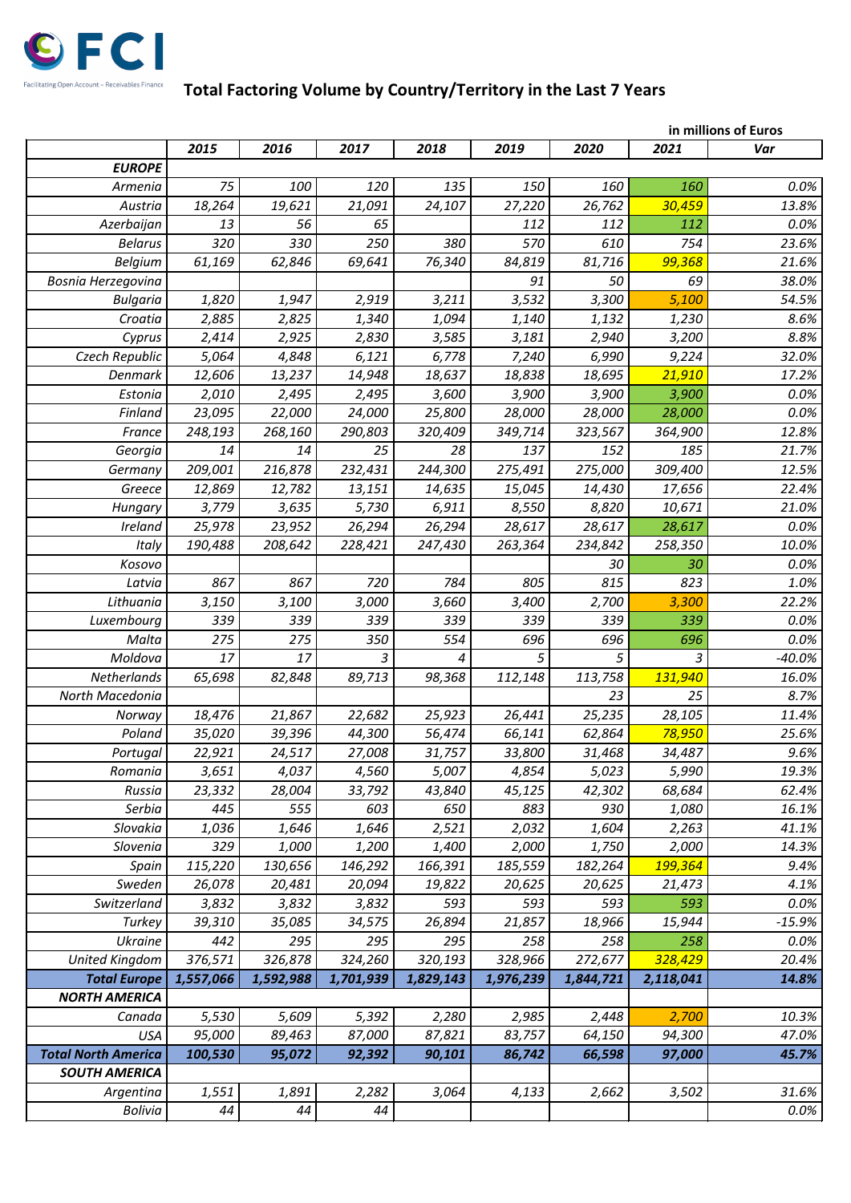FCI

Facilitating Open Account – Receivables Finance

## Total Factoring Volume by Country/Territory in the Last 7 Years

in millions of Euros

| | 2015 | 2016 | 2017 | 2018 | 2019 | 2020 | 2021 | Var |
|---|---|---|---|---|---|---|---|---|
| **EUROPE** | | | | | | | | |
| Armenia | 75 | 100 | 120 | 135 | 150 | 160 | 160 | 0.0% |
| Austria | 18,264 | 19,621 | 21,091 | 24,107 | 27,220 | 26,762 | 30,459 | 13.8% |
| Azerbaijan | 13 | 56 | 65 | | 112 | 112 | 112 | 0.0% |
| Belarus | 320 | 330 | 250 | 380 | 570 | 610 | 754 | 23.6% |
| Belgium | 61,169 | 62,846 | 69,641 | 76,340 | 84,819 | 81,716 | 99,368 | 21.6% |
| Bosnia Herzegovina | | | | | 91 | 50 | 69 | 38.0% |
| Bulgaria | 1,820 | 1,947 | 2,919 | 3,211 | 3,532 | 3,300 | 5,100 | 54.5% |
| Croatia | 2,885 | 2,825 | 1,340 | 1,094 | 1,140 | 1,132 | 1,230 | 8.6% |
| Cyprus | 2,414 | 2,925 | 2,830 | 3,585 | 3,181 | 2,940 | 3,200 | 8.8% |
| Czech Republic | 5,064 | 4,848 | 6,121 | 6,778 | 7,240 | 6,990 | 9,224 | 32.0% |
| Denmark | 12,606 | 13,237 | 14,948 | 18,637 | 18,838 | 18,695 | 21,910 | 17.2% |
| Estonia | 2,010 | 2,495 | 2,495 | 3,600 | 3,900 | 3,900 | 3,900 | 0.0% |
| Finland | 23,095 | 22,000 | 24,000 | 25,800 | 28,000 | 28,000 | 28,000 | 0.0% |
| France | 248,193 | 268,160 | 290,803 | 320,409 | 349,714 | 323,567 | 364,900 | 12.8% |
| Georgia | 14 | 14 | 25 | 28 | 137 | 152 | 185 | 21.7% |
| Germany | 209,001 | 216,878 | 232,431 | 244,300 | 275,491 | 275,000 | 309,400 | 12.5% |
| Greece | 12,869 | 12,782 | 13,151 | 14,635 | 15,045 | 14,430 | 17,656 | 22.4% |
| Hungary | 3,779 | 3,635 | 5,730 | 6,911 | 8,550 | 8,820 | 10,671 | 21.0% |
| Ireland | 25,978 | 23,952 | 26,294 | 26,294 | 28,617 | 28,617 | 28,617 | 0.0% |
| Italy | 190,488 | 208,642 | 228,421 | 247,430 | 263,364 | 234,842 | 258,350 | 10.0% |
| Kosovo | | | | | | 30 | 30 | 0.0% |
| Latvia | 867 | 867 | 720 | 784 | 805 | 815 | 823 | 1.0% |
| Lithuania | 3,150 | 3,100 | 3,000 | 3,660 | 3,400 | 2,700 | 3,300 | 22.2% |
| Luxembourg | 339 | 339 | 339 | 339 | 339 | 339 | 339 | 0.0% |
| Malta | 275 | 275 | 350 | 554 | 696 | 696 | 696 | 0.0% |
| Moldova | 17 | 17 | 3 | 4 | 5 | 5 | 3 | -40.0% |
| Netherlands | 65,698 | 82,848 | 89,713 | 98,368 | 112,148 | 113,758 | 131,940 | 16.0% |
| North Macedonia | | | | | | 23 | 25 | 8.7% |
| Norway | 18,476 | 21,867 | 22,682 | 25,923 | 26,441 | 25,235 | 28,105 | 11.4% |
| Poland | 35,020 | 39,396 | 44,300 | 56,474 | 66,141 | 62,864 | 78,950 | 25.6% |
| Portugal | 22,921 | 24,517 | 27,008 | 31,757 | 33,800 | 31,468 | 34,487 | 9.6% |
| Romania | 3,651 | 4,037 | 4,560 | 5,007 | 4,854 | 5,023 | 5,990 | 19.3% |
| Russia | 23,332 | 28,004 | 33,792 | 43,840 | 45,125 | 42,302 | 68,684 | 62.4% |
| Serbia | 445 | 555 | 603 | 650 | 883 | 930 | 1,080 | 16.1% |
| Slovakia | 1,036 | 1,646 | 1,646 | 2,521 | 2,032 | 1,604 | 2,263 | 41.1% |
| Slovenia | 329 | 1,000 | 1,200 | 1,400 | 2,000 | 1,750 | 2,000 | 14.3% |
| Spain | 115,220 | 130,656 | 146,292 | 166,391 | 185,559 | 182,264 | 199,364 | 9.4% |
| Sweden | 26,078 | 20,481 | 20,094 | 19,822 | 20,625 | 20,625 | 21,473 | 4.1% |
| Switzerland | 3,832 | 3,832 | 3,832 | 593 | 593 | 593 | 593 | 0.0% |
| Turkey | 39,310 | 35,085 | 34,575 | 26,894 | 21,857 | 18,966 | 15,944 | -15.9% |
| Ukraine | 442 | 295 | 295 | 295 | 258 | 258 | 258 | 0.0% |
| United Kingdom | 376,571 | 326,878 | 324,260 | 320,193 | 328,966 | 272,677 | 328,429 | 20.4% |
| **Total Europe** | **1,557,066** | **1,592,988** | **1,701,939** | **1,829,143** | **1,976,239** | **1,844,721** | **2,118,041** | **14.8%** |
| **NORTH AMERICA** | | | | | | | | |
| Canada | 5,530 | 5,609 | 5,392 | 2,280 | 2,985 | 2,448 | 2,700 | 10.3% |
| USA | 95,000 | 89,463 | 87,000 | 87,821 | 83,757 | 64,150 | 94,300 | 47.0% |
| **Total North America** | **100,530** | **95,072** | **92,392** | **90,101** | **86,742** | **66,598** | **97,000** | **45.7%** |
| **SOUTH AMERICA** | | | | | | | | |
| Argentina | 1,551 | 1,891 | 2,282 | 3,064 | 4,133 | 2,662 | 3,502 | 31.6% |
| Bolivia | 44 | 44 | 44 | | | | | 0.0% |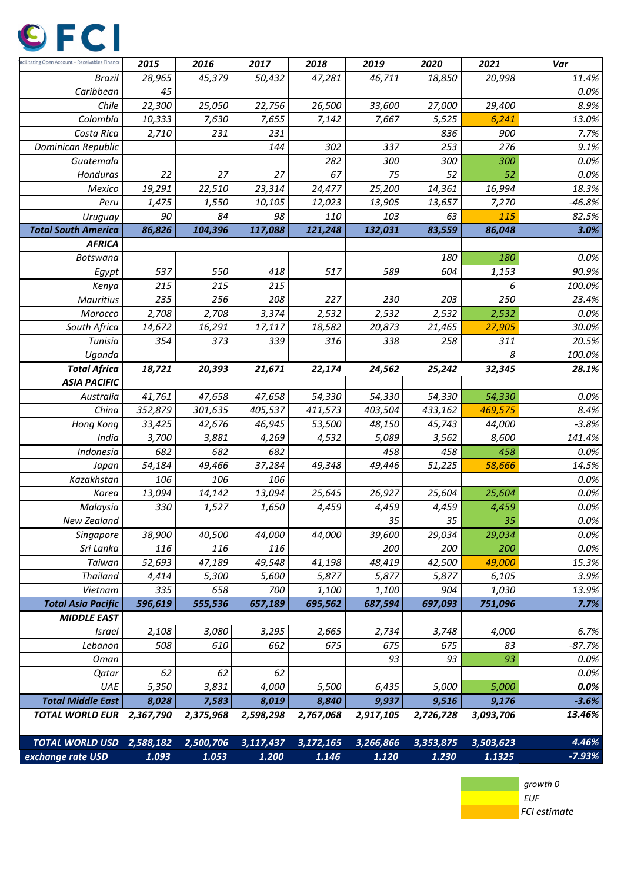FCI

| Facilitating Open Account – Receivables Finance | 2015 | 2016 | 2017 | 2018 | 2019 | 2020 | 2021 | Var |
|---|---|---|---|---|---|---|---|---|
| Brazil | 28,965 | 45,379 | 50,432 | 47,281 | 46,711 | 18,850 | 20,998 | 11.4% |
| Caribbean | 45 | | | | | | | 0.0% |
| Chile | 22,300 | 25,050 | 22,756 | 26,500 | 33,600 | 27,000 | 29,400 | 8.9% |
| Colombia | 10,333 | 7,630 | 7,655 | 7,142 | 7,667 | 5,525 | 6,241 | 13.0% |
| Costa Rica | 2,710 | 231 | 231 | | | 836 | 900 | 7.7% |
| Dominican Republic | | | 144 | 302 | 337 | 253 | 276 | 9.1% |
| Guatemala | | | | 282 | 300 | 300 | 300 | 0.0% |
| Honduras | 22 | 27 | 27 | 67 | 75 | 52 | 52 | 0.0% |
| Mexico | 19,291 | 22,510 | 23,314 | 24,477 | 25,200 | 14,361 | 16,994 | 18.3% |
| Peru | 1,475 | 1,550 | 10,105 | 12,023 | 13,905 | 13,657 | 7,270 | -46.8% |
| Uruguay | 90 | 84 | 98 | 110 | 103 | 63 | 115 | 82.5% |
| **Total South America** | **86,826** | **104,396** | **117,088** | **121,248** | **132,031** | **83,559** | **86,048** | **3.0%** |
| **AFRICA** | | | | | | | | |
| Botswana | | | | | | 180 | 180 | 0.0% |
| Egypt | 537 | 550 | 418 | 517 | 589 | 604 | 1,153 | 90.9% |
| Kenya | 215 | 215 | 215 | | | | 6 | 100.0% |
| Mauritius | 235 | 256 | 208 | 227 | 230 | 203 | 250 | 23.4% |
| Morocco | 2,708 | 2,708 | 3,374 | 2,532 | 2,532 | 2,532 | 2,532 | 0.0% |
| South Africa | 14,672 | 16,291 | 17,117 | 18,582 | 20,873 | 21,465 | 27,905 | 30.0% |
| Tunisia | 354 | 373 | 339 | 316 | 338 | 258 | 311 | 20.5% |
| Uganda | | | | | | | 8 | 100.0% |
| **Total Africa** | **18,721** | **20,393** | **21,671** | **22,174** | **24,562** | **25,242** | **32,345** | **28.1%** |
| **ASIA PACIFIC** | | | | | | | | |
| Australia | 41,761 | 47,658 | 47,658 | 54,330 | 54,330 | 54,330 | 54,330 | 0.0% |
| China | 352,879 | 301,635 | 405,537 | 411,573 | 403,504 | 433,162 | 469,575 | 8.4% |
| Hong Kong | 33,425 | 42,676 | 46,945 | 53,500 | 48,150 | 45,743 | 44,000 | -3.8% |
| India | 3,700 | 3,881 | 4,269 | 4,532 | 5,089 | 3,562 | 8,600 | 141.4% |
| Indonesia | 682 | 682 | 682 | | 458 | 458 | 458 | 0.0% |
| Japan | 54,184 | 49,466 | 37,284 | 49,348 | 49,446 | 51,225 | 58,666 | 14.5% |
| Kazakhstan | 106 | 106 | 106 | | | | | 0.0% |
| Korea | 13,094 | 14,142 | 13,094 | 25,645 | 26,927 | 25,604 | 25,604 | 0.0% |
| Malaysia | 330 | 1,527 | 1,650 | 4,459 | 4,459 | 4,459 | 4,459 | 0.0% |
| New Zealand | | | | | 35 | 35 | 35 | 0.0% |
| Singapore | 38,900 | 40,500 | 44,000 | 44,000 | 39,600 | 29,034 | 29,034 | 0.0% |
| Sri Lanka | 116 | 116 | 116 | | 200 | 200 | 200 | 0.0% |
| Taiwan | 52,693 | 47,189 | 49,548 | 41,198 | 48,419 | 42,500 | 49,000 | 15.3% |
| Thailand | 4,414 | 5,300 | 5,600 | 5,877 | 5,877 | 5,877 | 6,105 | 3.9% |
| Vietnam | 335 | 658 | 700 | 1,100 | 1,100 | 904 | 1,030 | 13.9% |
| **Total Asia Pacific** | **596,619** | **555,536** | **657,189** | **695,562** | **687,594** | **697,093** | **751,096** | **7.7%** |
| **MIDDLE EAST** | | | | | | | | |
| Israel | 2,108 | 3,080 | 3,295 | 2,665 | 2,734 | 3,748 | 4,000 | 6.7% |
| Lebanon | 508 | 610 | 662 | 675 | 675 | 675 | 83 | -87.7% |
| Oman | | | | | 93 | 93 | 93 | 0.0% |
| Qatar | 62 | 62 | 62 | | | | | 0.0% |
| UAE | 5,350 | 3,831 | 4,000 | 5,500 | 6,435 | 5,000 | 5,000 | **0.0%** |
| **Total Middle East** | **8,028** | **7,583** | **8,019** | **8,840** | **9,937** | **9,516** | **9,176** | **-3.6%** |
| **TOTAL WORLD EUR** | **2,367,790** | **2,375,968** | **2,598,298** | **2,767,068** | **2,917,105** | **2,726,728** | **3,093,706** | **13.46%** |
| | | | | | | | | |
| **TOTAL WORLD USD** | **2,588,182** | **2,500,706** | **3,117,437** | **3,172,165** | **3,266,866** | **3,353,875** | **3,503,623** | **4.46%** |
| **exchange rate USD** | **1.093** | **1.053** | **1.200** | **1.146** | **1.120** | **1.230** | **1.1325** | **-7.93%** |

| | |
|---|---|
| (green) | growth 0 |
| (yellow) | EUF |
| (orange) | FCI estimate |